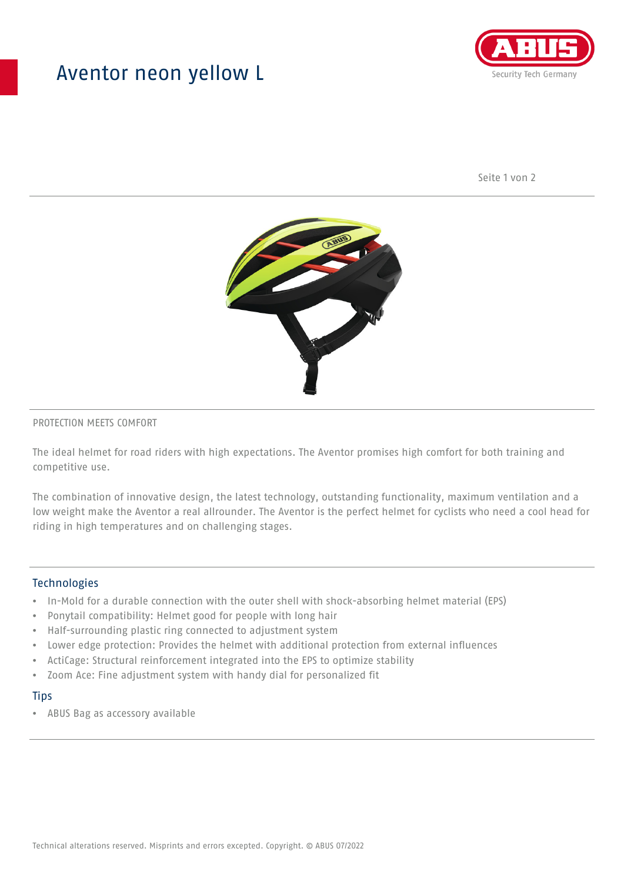# Aventor neon yellow L

PROTECTION MEETS COMFORT

The ideal helmet for road riders with high expectations. The Aventor promises high comfort for both training and competitive use.

The combination of innovative design, the latest technology, outstanding functionality, maximum ventilation and a low weight make the Aventor a real allrounder. The Aventor is the perfect helmet for cyclists who need a cool head for riding in high temperatures and on challenging stages.

## Technologies

- In-Mold for a durable connection with the outer shell with shock-absorbing helmet material (EPS)
- Ponytail compatibility: Helmet good for people with long hair
- Half-surrounding plastic ring connected to adjustment system
- Lower edge protection: Provides the helmet with additional protection from external influences
- ActiCage: Structural reinforcement integrated into the EPS to optimize stability
- Zoom Ace: Fine adjustment system with handy dial for personalized fit

## Tips

- ABUS Bag as accessory available

Technical alterations reserved. Misprints and errors excepted. Copyright. © ABUS 07/2022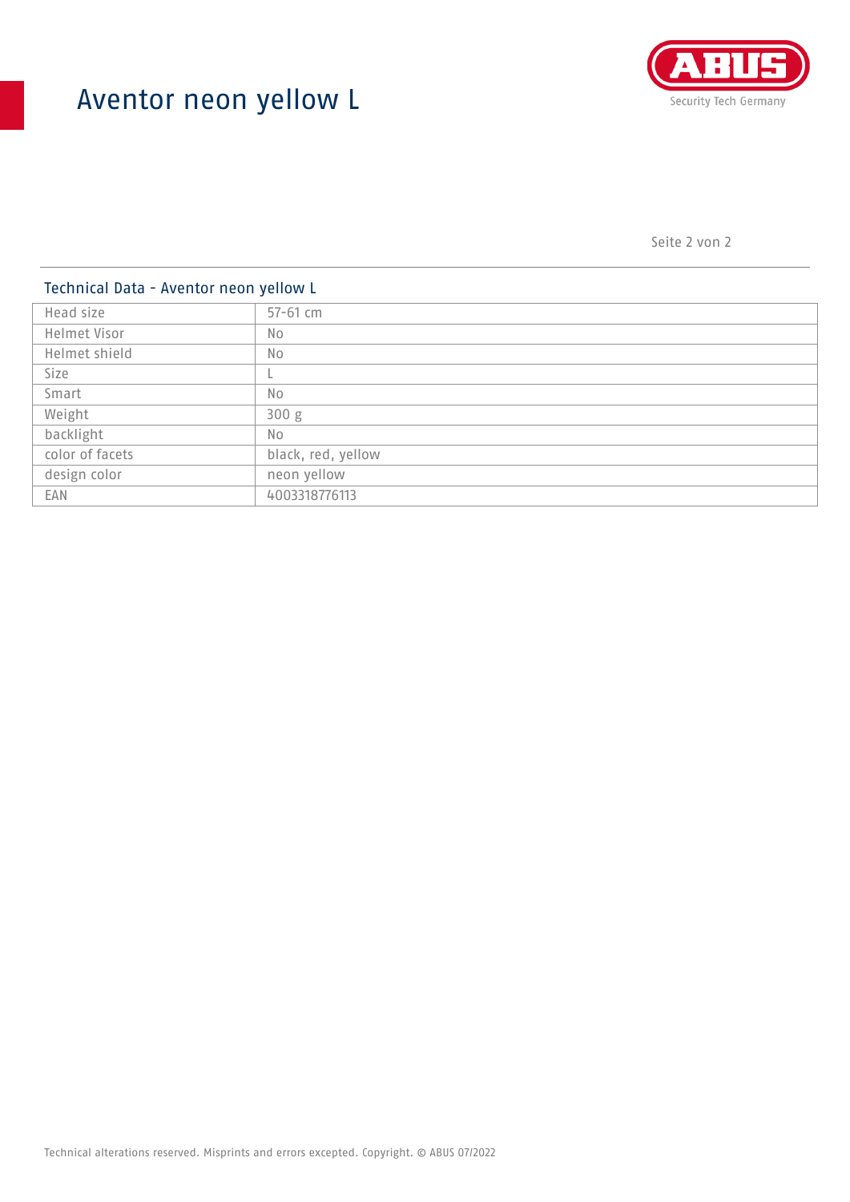# Aventor neon yellow L

## Technical Data - Aventor neon yellow L

| | |
|---|---|
| Head size | 57-61 cm |
| Helmet Visor | No |
| Helmet shield | No |
| Size | L |
| Smart | No |
| Weight | 300 g |
| backlight | No |
| color of facets | black, red, yellow |
| design color | neon yellow |
| EAN | 4003318776113 |

Technical alterations reserved. Misprints and errors excepted. Copyright. © ABUS 07/2022